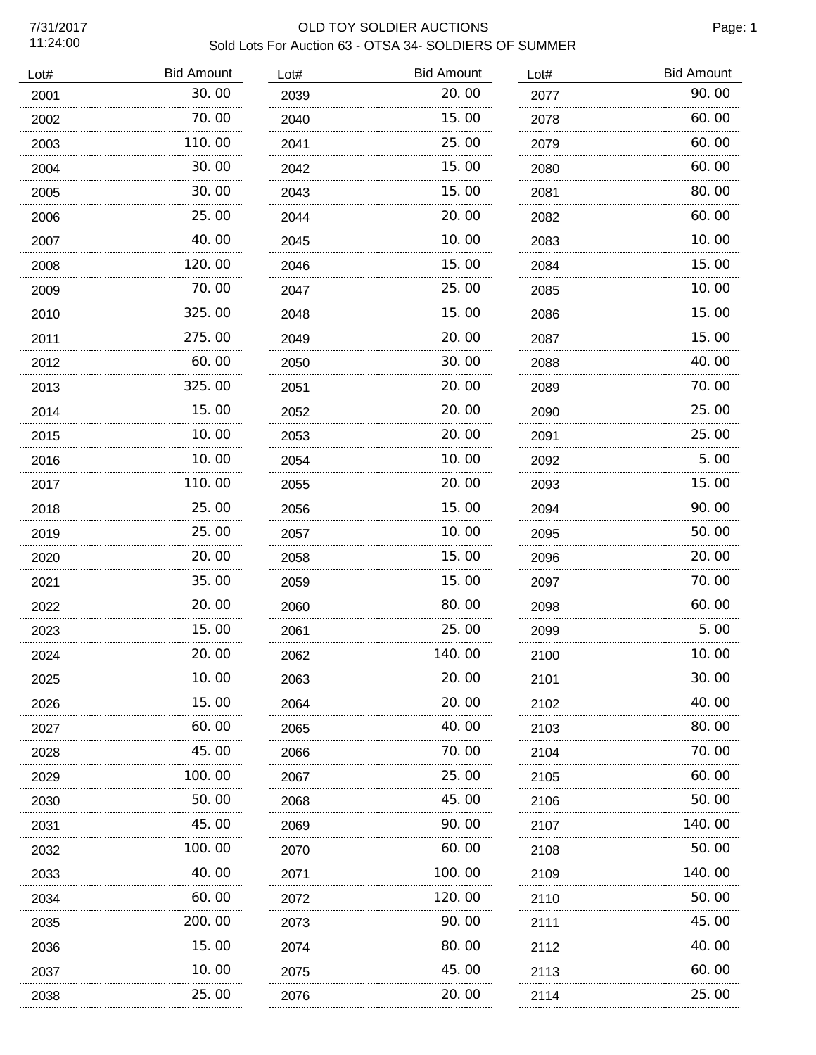# OLD TOY SOLDIER AUCTIONS

## Sold Lots For Auction 63 - OTSA 34- SOLDIERS OF SUMMER

7/31/2017
11:24:00

| Lot# | Bid Amount |
|---|---|
| 2001 | 30.00 |
| 2002 | 70.00 |
| 2003 | 110.00 |
| 2004 | 30.00 |
| 2005 | 30.00 |
| 2006 | 25.00 |
| 2007 | 40.00 |
| 2008 | 120.00 |
| 2009 | 70.00 |
| 2010 | 325.00 |
| 2011 | 275.00 |
| 2012 | 60.00 |
| 2013 | 325.00 |
| 2014 | 15.00 |
| 2015 | 10.00 |
| 2016 | 10.00 |
| 2017 | 110.00 |
| 2018 | 25.00 |
| 2019 | 25.00 |
| 2020 | 20.00 |
| 2021 | 35.00 |
| 2022 | 20.00 |
| 2023 | 15.00 |
| 2024 | 20.00 |
| 2025 | 10.00 |
| 2026 | 15.00 |
| 2027 | 60.00 |
| 2028 | 45.00 |
| 2029 | 100.00 |
| 2030 | 50.00 |
| 2031 | 45.00 |
| 2032 | 100.00 |
| 2033 | 40.00 |
| 2034 | 60.00 |
| 2035 | 200.00 |
| 2036 | 15.00 |
| 2037 | 10.00 |
| 2038 | 25.00 |
| 2039 | 20.00 |
| 2040 | 15.00 |
| 2041 | 25.00 |
| 2042 | 15.00 |
| 2043 | 15.00 |
| 2044 | 20.00 |
| 2045 | 10.00 |
| 2046 | 15.00 |
| 2047 | 25.00 |
| 2048 | 15.00 |
| 2049 | 20.00 |
| 2050 | 30.00 |
| 2051 | 20.00 |
| 2052 | 20.00 |
| 2053 | 20.00 |
| 2054 | 10.00 |
| 2055 | 20.00 |
| 2056 | 15.00 |
| 2057 | 10.00 |
| 2058 | 15.00 |
| 2059 | 15.00 |
| 2060 | 80.00 |
| 2061 | 25.00 |
| 2062 | 140.00 |
| 2063 | 20.00 |
| 2064 | 20.00 |
| 2065 | 40.00 |
| 2066 | 70.00 |
| 2067 | 25.00 |
| 2068 | 45.00 |
| 2069 | 90.00 |
| 2070 | 60.00 |
| 2071 | 100.00 |
| 2072 | 120.00 |
| 2073 | 90.00 |
| 2074 | 80.00 |
| 2075 | 45.00 |
| 2076 | 20.00 |
| 2077 | 90.00 |
| 2078 | 60.00 |
| 2079 | 60.00 |
| 2080 | 60.00 |
| 2081 | 80.00 |
| 2082 | 60.00 |
| 2083 | 10.00 |
| 2084 | 15.00 |
| 2085 | 10.00 |
| 2086 | 15.00 |
| 2087 | 15.00 |
| 2088 | 40.00 |
| 2089 | 70.00 |
| 2090 | 25.00 |
| 2091 | 25.00 |
| 2092 | 5.00 |
| 2093 | 15.00 |
| 2094 | 90.00 |
| 2095 | 50.00 |
| 2096 | 20.00 |
| 2097 | 70.00 |
| 2098 | 60.00 |
| 2099 | 5.00 |
| 2100 | 10.00 |
| 2101 | 30.00 |
| 2102 | 40.00 |
| 2103 | 80.00 |
| 2104 | 70.00 |
| 2105 | 60.00 |
| 2106 | 50.00 |
| 2107 | 140.00 |
| 2108 | 50.00 |
| 2109 | 140.00 |
| 2110 | 50.00 |
| 2111 | 45.00 |
| 2112 | 40.00 |
| 2113 | 60.00 |
| 2114 | 25.00 |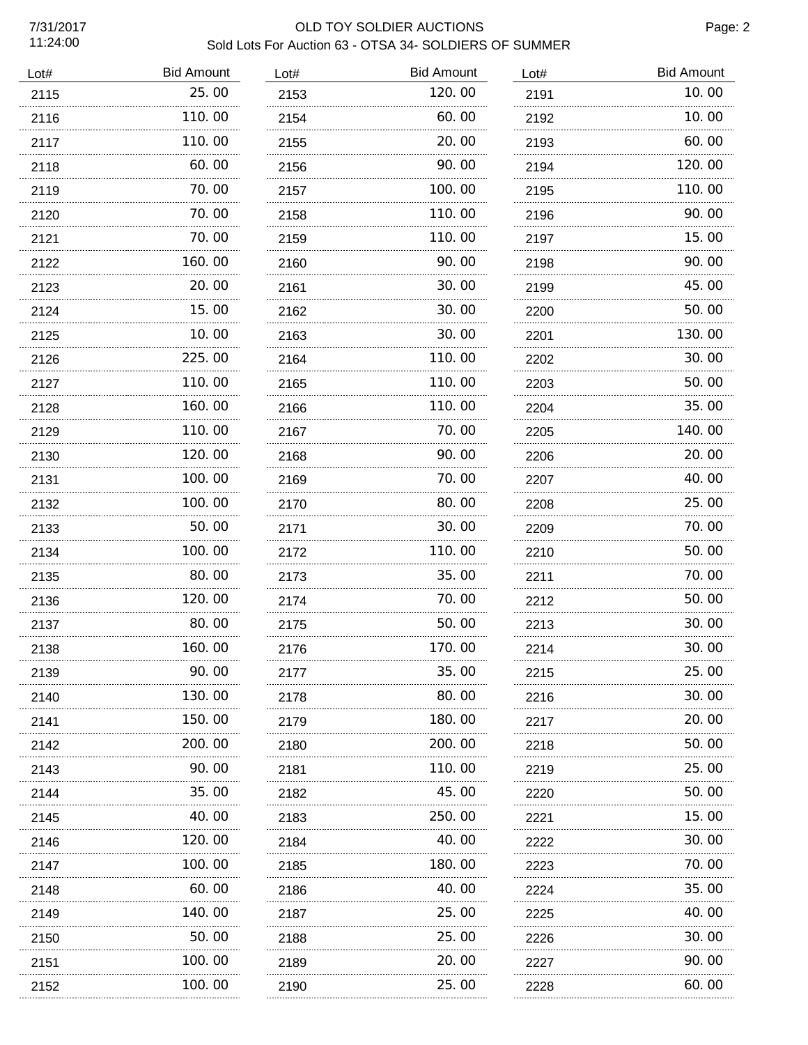| Lot# | Bid Amount |
|---|---|
| 2115 | 25.00 |
| 2116 | 110.00 |
| 2117 | 110.00 |
| 2118 | 60.00 |
| 2119 | 70.00 |
| 2120 | 70.00 |
| 2121 | 70.00 |
| 2122 | 160.00 |
| 2123 | 20.00 |
| 2124 | 15.00 |
| 2125 | 10.00 |
| 2126 | 225.00 |
| 2127 | 110.00 |
| 2128 | 160.00 |
| 2129 | 110.00 |
| 2130 | 120.00 |
| 2131 | 100.00 |
| 2132 | 100.00 |
| 2133 | 50.00 |
| 2134 | 100.00 |
| 2135 | 80.00 |
| 2136 | 120.00 |
| 2137 | 80.00 |
| 2138 | 160.00 |
| 2139 | 90.00 |
| 2140 | 130.00 |
| 2141 | 150.00 |
| 2142 | 200.00 |
| 2143 | 90.00 |
| 2144 | 35.00 |
| 2145 | 40.00 |
| 2146 | 120.00 |
| 2147 | 100.00 |
| 2148 | 60.00 |
| 2149 | 140.00 |
| 2150 | 50.00 |
| 2151 | 100.00 |
| 2152 | 100.00 |
| 2153 | 120.00 |
| 2154 | 60.00 |
| 2155 | 20.00 |
| 2156 | 90.00 |
| 2157 | 100.00 |
| 2158 | 110.00 |
| 2159 | 110.00 |
| 2160 | 90.00 |
| 2161 | 30.00 |
| 2162 | 30.00 |
| 2163 | 30.00 |
| 2164 | 110.00 |
| 2165 | 110.00 |
| 2166 | 110.00 |
| 2167 | 70.00 |
| 2168 | 90.00 |
| 2169 | 70.00 |
| 2170 | 80.00 |
| 2171 | 30.00 |
| 2172 | 110.00 |
| 2173 | 35.00 |
| 2174 | 70.00 |
| 2175 | 50.00 |
| 2176 | 170.00 |
| 2177 | 35.00 |
| 2178 | 80.00 |
| 2179 | 180.00 |
| 2180 | 200.00 |
| 2181 | 110.00 |
| 2182 | 45.00 |
| 2183 | 250.00 |
| 2184 | 40.00 |
| 2185 | 180.00 |
| 2186 | 40.00 |
| 2187 | 25.00 |
| 2188 | 25.00 |
| 2189 | 20.00 |
| 2190 | 25.00 |
| 2191 | 10.00 |
| 2192 | 10.00 |
| 2193 | 60.00 |
| 2194 | 120.00 |
| 2195 | 110.00 |
| 2196 | 90.00 |
| 2197 | 15.00 |
| 2198 | 90.00 |
| 2199 | 45.00 |
| 2200 | 50.00 |
| 2201 | 130.00 |
| 2202 | 30.00 |
| 2203 | 50.00 |
| 2204 | 35.00 |
| 2205 | 140.00 |
| 2206 | 20.00 |
| 2207 | 40.00 |
| 2208 | 25.00 |
| 2209 | 70.00 |
| 2210 | 50.00 |
| 2211 | 70.00 |
| 2212 | 50.00 |
| 2213 | 30.00 |
| 2214 | 30.00 |
| 2215 | 25.00 |
| 2216 | 30.00 |
| 2217 | 20.00 |
| 2218 | 50.00 |
| 2219 | 25.00 |
| 2220 | 50.00 |
| 2221 | 15.00 |
| 2222 | 30.00 |
| 2223 | 70.00 |
| 2224 | 35.00 |
| 2225 | 40.00 |
| 2226 | 30.00 |
| 2227 | 90.00 |
| 2228 | 60.00 |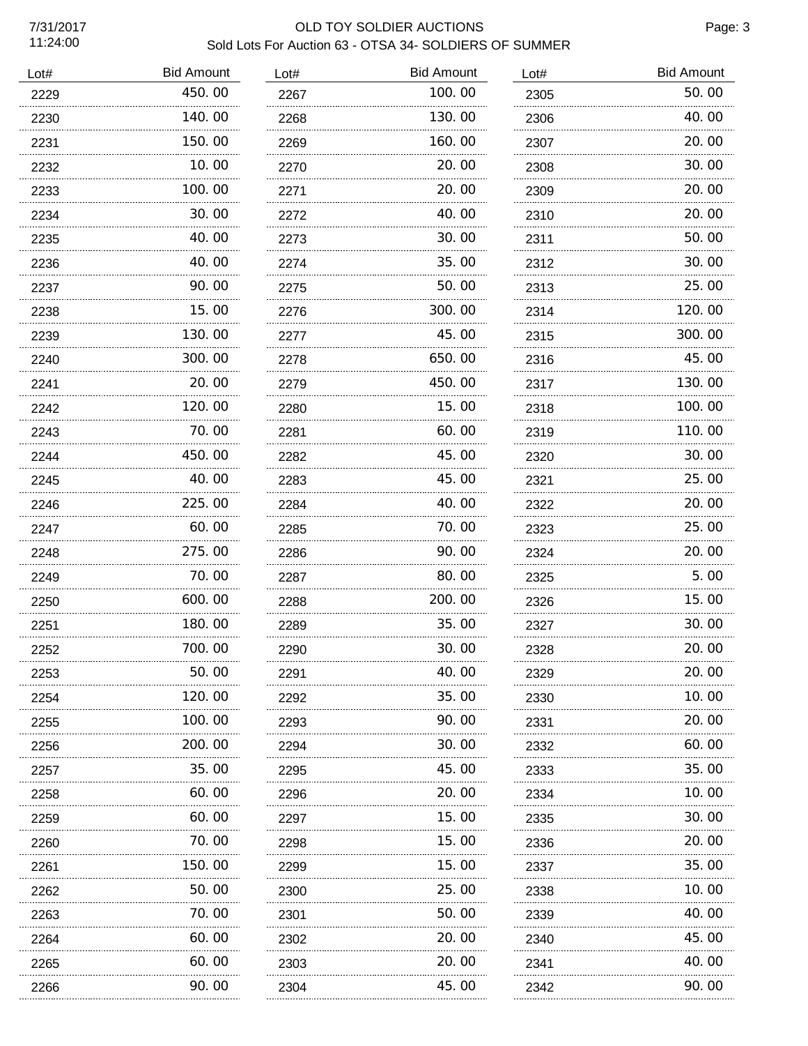7/31/2017
11:24:00

OLD TOY SOLDIER AUCTIONS
Sold Lots For Auction 63 - OTSA 34- SOLDIERS OF SUMMER

| Lot# | Bid Amount |
|---|---|
| 2229 | 450. 00 |
| 2230 | 140. 00 |
| 2231 | 150. 00 |
| 2232 | 10. 00 |
| 2233 | 100. 00 |
| 2234 | 30. 00 |
| 2235 | 40. 00 |
| 2236 | 40. 00 |
| 2237 | 90. 00 |
| 2238 | 15. 00 |
| 2239 | 130. 00 |
| 2240 | 300. 00 |
| 2241 | 20. 00 |
| 2242 | 120. 00 |
| 2243 | 70. 00 |
| 2244 | 450. 00 |
| 2245 | 40. 00 |
| 2246 | 225. 00 |
| 2247 | 60. 00 |
| 2248 | 275. 00 |
| 2249 | 70. 00 |
| 2250 | 600. 00 |
| 2251 | 180. 00 |
| 2252 | 700. 00 |
| 2253 | 50. 00 |
| 2254 | 120. 00 |
| 2255 | 100. 00 |
| 2256 | 200. 00 |
| 2257 | 35. 00 |
| 2258 | 60. 00 |
| 2259 | 60. 00 |
| 2260 | 70. 00 |
| 2261 | 150. 00 |
| 2262 | 50. 00 |
| 2263 | 70. 00 |
| 2264 | 60. 00 |
| 2265 | 60. 00 |
| 2266 | 90. 00 |
| 2267 | 100. 00 |
| 2268 | 130. 00 |
| 2269 | 160. 00 |
| 2270 | 20. 00 |
| 2271 | 20. 00 |
| 2272 | 40. 00 |
| 2273 | 30. 00 |
| 2274 | 35. 00 |
| 2275 | 50. 00 |
| 2276 | 300. 00 |
| 2277 | 45. 00 |
| 2278 | 650. 00 |
| 2279 | 450. 00 |
| 2280 | 15. 00 |
| 2281 | 60. 00 |
| 2282 | 45. 00 |
| 2283 | 45. 00 |
| 2284 | 40. 00 |
| 2285 | 70. 00 |
| 2286 | 90. 00 |
| 2287 | 80. 00 |
| 2288 | 200. 00 |
| 2289 | 35. 00 |
| 2290 | 30. 00 |
| 2291 | 40. 00 |
| 2292 | 35. 00 |
| 2293 | 90. 00 |
| 2294 | 30. 00 |
| 2295 | 45. 00 |
| 2296 | 20. 00 |
| 2297 | 15. 00 |
| 2298 | 15. 00 |
| 2299 | 15. 00 |
| 2300 | 25. 00 |
| 2301 | 50. 00 |
| 2302 | 20. 00 |
| 2303 | 20. 00 |
| 2304 | 45. 00 |
| 2305 | 50. 00 |
| 2306 | 40. 00 |
| 2307 | 20. 00 |
| 2308 | 30. 00 |
| 2309 | 20. 00 |
| 2310 | 20. 00 |
| 2311 | 50. 00 |
| 2312 | 30. 00 |
| 2313 | 25. 00 |
| 2314 | 120. 00 |
| 2315 | 300. 00 |
| 2316 | 45. 00 |
| 2317 | 130. 00 |
| 2318 | 100. 00 |
| 2319 | 110. 00 |
| 2320 | 30. 00 |
| 2321 | 25. 00 |
| 2322 | 20. 00 |
| 2323 | 25. 00 |
| 2324 | 20. 00 |
| 2325 | 5. 00 |
| 2326 | 15. 00 |
| 2327 | 30. 00 |
| 2328 | 20. 00 |
| 2329 | 20. 00 |
| 2330 | 10. 00 |
| 2331 | 20. 00 |
| 2332 | 60. 00 |
| 2333 | 35. 00 |
| 2334 | 10. 00 |
| 2335 | 30. 00 |
| 2336 | 20. 00 |
| 2337 | 35. 00 |
| 2338 | 10. 00 |
| 2339 | 40. 00 |
| 2340 | 45. 00 |
| 2341 | 40. 00 |
| 2342 | 90. 00 |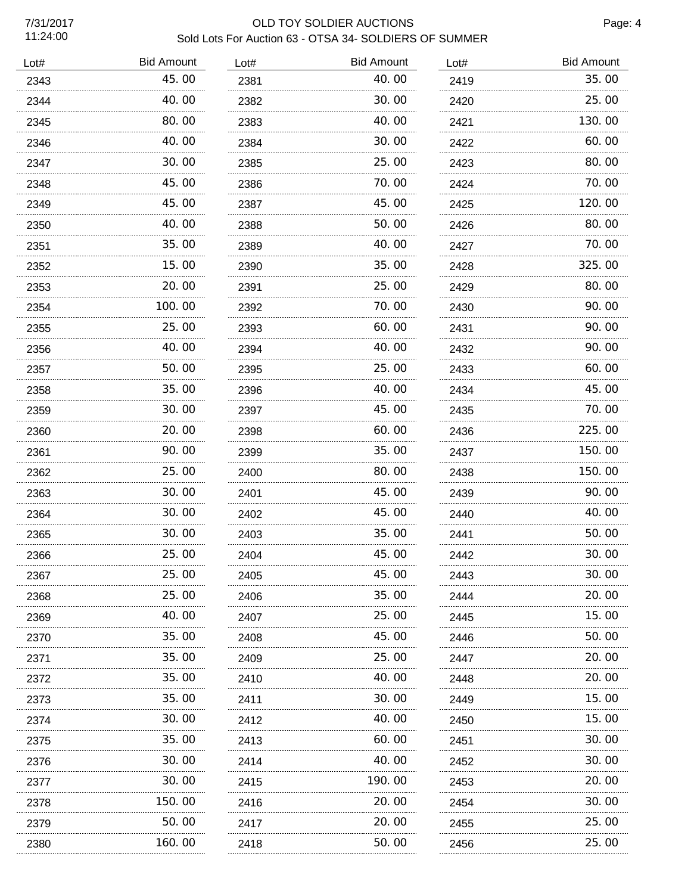OLD TOY SOLDIER AUCTIONS

Sold Lots For Auction 63 - OTSA 34- SOLDIERS OF SUMMER

| Lot# | Bid Amount |
|---|---|
| 2343 | 45.00 |
| 2344 | 40.00 |
| 2345 | 80.00 |
| 2346 | 40.00 |
| 2347 | 30.00 |
| 2348 | 45.00 |
| 2349 | 45.00 |
| 2350 | 40.00 |
| 2351 | 35.00 |
| 2352 | 15.00 |
| 2353 | 20.00 |
| 2354 | 100.00 |
| 2355 | 25.00 |
| 2356 | 40.00 |
| 2357 | 50.00 |
| 2358 | 35.00 |
| 2359 | 30.00 |
| 2360 | 20.00 |
| 2361 | 90.00 |
| 2362 | 25.00 |
| 2363 | 30.00 |
| 2364 | 30.00 |
| 2365 | 30.00 |
| 2366 | 25.00 |
| 2367 | 25.00 |
| 2368 | 25.00 |
| 2369 | 40.00 |
| 2370 | 35.00 |
| 2371 | 35.00 |
| 2372 | 35.00 |
| 2373 | 35.00 |
| 2374 | 30.00 |
| 2375 | 35.00 |
| 2376 | 30.00 |
| 2377 | 30.00 |
| 2378 | 150.00 |
| 2379 | 50.00 |
| 2380 | 160.00 |
| 2381 | 40.00 |
| 2382 | 30.00 |
| 2383 | 40.00 |
| 2384 | 30.00 |
| 2385 | 25.00 |
| 2386 | 70.00 |
| 2387 | 45.00 |
| 2388 | 50.00 |
| 2389 | 40.00 |
| 2390 | 35.00 |
| 2391 | 25.00 |
| 2392 | 70.00 |
| 2393 | 60.00 |
| 2394 | 40.00 |
| 2395 | 25.00 |
| 2396 | 40.00 |
| 2397 | 45.00 |
| 2398 | 60.00 |
| 2399 | 35.00 |
| 2400 | 80.00 |
| 2401 | 45.00 |
| 2402 | 45.00 |
| 2403 | 35.00 |
| 2404 | 45.00 |
| 2405 | 45.00 |
| 2406 | 35.00 |
| 2407 | 25.00 |
| 2408 | 45.00 |
| 2409 | 25.00 |
| 2410 | 40.00 |
| 2411 | 30.00 |
| 2412 | 40.00 |
| 2413 | 60.00 |
| 2414 | 40.00 |
| 2415 | 190.00 |
| 2416 | 20.00 |
| 2417 | 20.00 |
| 2418 | 50.00 |
| 2419 | 35.00 |
| 2420 | 25.00 |
| 2421 | 130.00 |
| 2422 | 60.00 |
| 2423 | 80.00 |
| 2424 | 70.00 |
| 2425 | 120.00 |
| 2426 | 80.00 |
| 2427 | 70.00 |
| 2428 | 325.00 |
| 2429 | 80.00 |
| 2430 | 90.00 |
| 2431 | 90.00 |
| 2432 | 90.00 |
| 2433 | 60.00 |
| 2434 | 45.00 |
| 2435 | 70.00 |
| 2436 | 225.00 |
| 2437 | 150.00 |
| 2438 | 150.00 |
| 2439 | 90.00 |
| 2440 | 40.00 |
| 2441 | 50.00 |
| 2442 | 30.00 |
| 2443 | 30.00 |
| 2444 | 20.00 |
| 2445 | 15.00 |
| 2446 | 50.00 |
| 2447 | 20.00 |
| 2448 | 20.00 |
| 2449 | 15.00 |
| 2450 | 15.00 |
| 2451 | 30.00 |
| 2452 | 30.00 |
| 2453 | 20.00 |
| 2454 | 30.00 |
| 2455 | 25.00 |
| 2456 | 25.00 |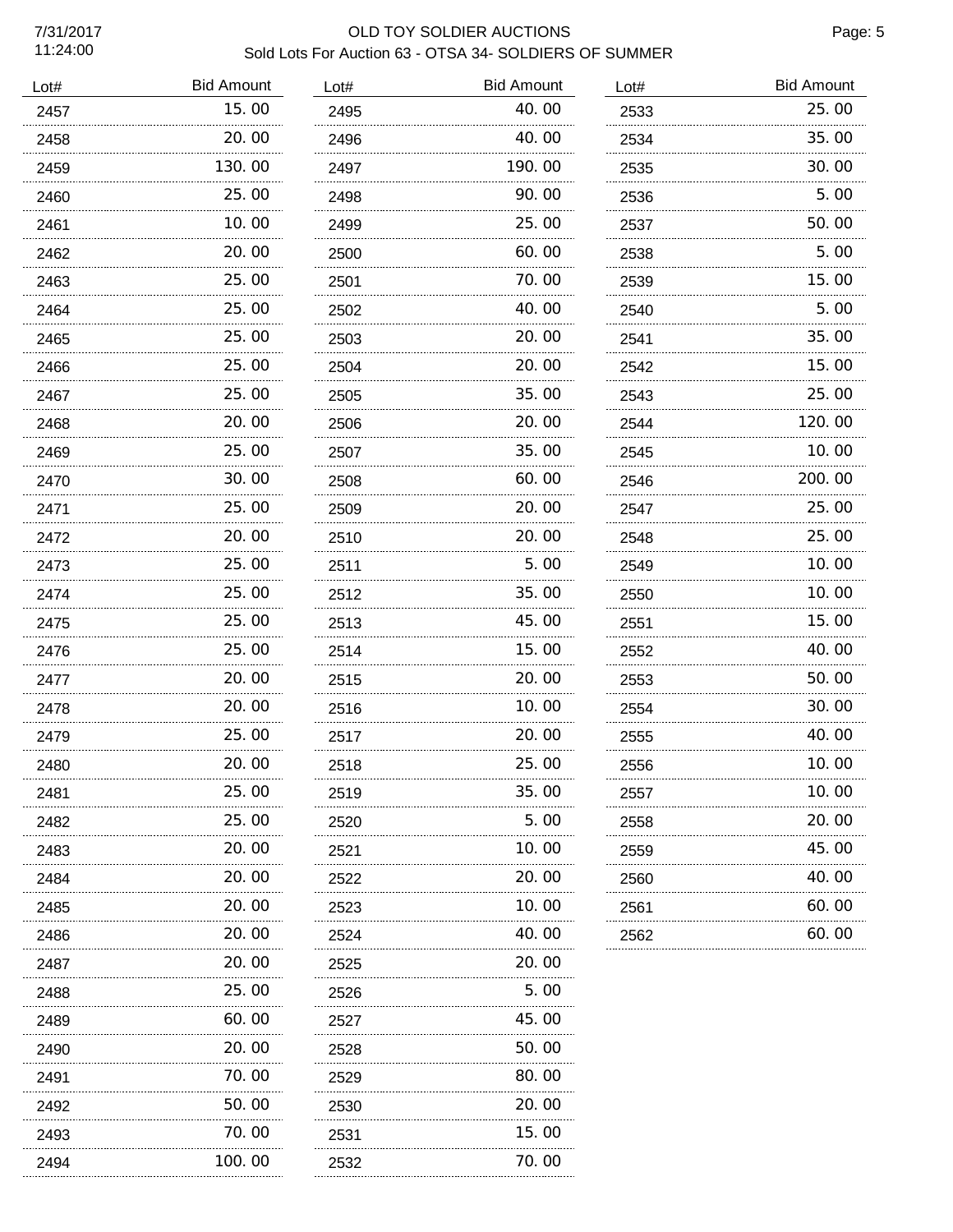# OLD TOY SOLDIER AUCTIONS

## Sold Lots For Auction 63 - OTSA 34- SOLDIERS OF SUMMER

| Lot# | Bid Amount |
| --- | --- |
| 2457 | 15.00 |
| 2458 | 20.00 |
| 2459 | 130.00 |
| 2460 | 25.00 |
| 2461 | 10.00 |
| 2462 | 20.00 |
| 2463 | 25.00 |
| 2464 | 25.00 |
| 2465 | 25.00 |
| 2466 | 25.00 |
| 2467 | 25.00 |
| 2468 | 20.00 |
| 2469 | 25.00 |
| 2470 | 30.00 |
| 2471 | 25.00 |
| 2472 | 20.00 |
| 2473 | 25.00 |
| 2474 | 25.00 |
| 2475 | 25.00 |
| 2476 | 25.00 |
| 2477 | 20.00 |
| 2478 | 20.00 |
| 2479 | 25.00 |
| 2480 | 20.00 |
| 2481 | 25.00 |
| 2482 | 25.00 |
| 2483 | 20.00 |
| 2484 | 20.00 |
| 2485 | 20.00 |
| 2486 | 20.00 |
| 2487 | 20.00 |
| 2488 | 25.00 |
| 2489 | 60.00 |
| 2490 | 20.00 |
| 2491 | 70.00 |
| 2492 | 50.00 |
| 2493 | 70.00 |
| 2494 | 100.00 |
| 2495 | 40.00 |
| 2496 | 40.00 |
| 2497 | 190.00 |
| 2498 | 90.00 |
| 2499 | 25.00 |
| 2500 | 60.00 |
| 2501 | 70.00 |
| 2502 | 40.00 |
| 2503 | 20.00 |
| 2504 | 20.00 |
| 2505 | 35.00 |
| 2506 | 20.00 |
| 2507 | 35.00 |
| 2508 | 60.00 |
| 2509 | 20.00 |
| 2510 | 20.00 |
| 2511 | 5.00 |
| 2512 | 35.00 |
| 2513 | 45.00 |
| 2514 | 15.00 |
| 2515 | 20.00 |
| 2516 | 10.00 |
| 2517 | 20.00 |
| 2518 | 25.00 |
| 2519 | 35.00 |
| 2520 | 5.00 |
| 2521 | 10.00 |
| 2522 | 20.00 |
| 2523 | 10.00 |
| 2524 | 40.00 |
| 2525 | 20.00 |
| 2526 | 5.00 |
| 2527 | 45.00 |
| 2528 | 50.00 |
| 2529 | 80.00 |
| 2530 | 20.00 |
| 2531 | 15.00 |
| 2532 | 70.00 |
| 2533 | 25.00 |
| 2534 | 35.00 |
| 2535 | 30.00 |
| 2536 | 5.00 |
| 2537 | 50.00 |
| 2538 | 5.00 |
| 2539 | 15.00 |
| 2540 | 5.00 |
| 2541 | 35.00 |
| 2542 | 15.00 |
| 2543 | 25.00 |
| 2544 | 120.00 |
| 2545 | 10.00 |
| 2546 | 200.00 |
| 2547 | 25.00 |
| 2548 | 25.00 |
| 2549 | 10.00 |
| 2550 | 10.00 |
| 2551 | 15.00 |
| 2552 | 40.00 |
| 2553 | 50.00 |
| 2554 | 30.00 |
| 2555 | 40.00 |
| 2556 | 10.00 |
| 2557 | 10.00 |
| 2558 | 20.00 |
| 2559 | 45.00 |
| 2560 | 40.00 |
| 2561 | 60.00 |
| 2562 | 60.00 |